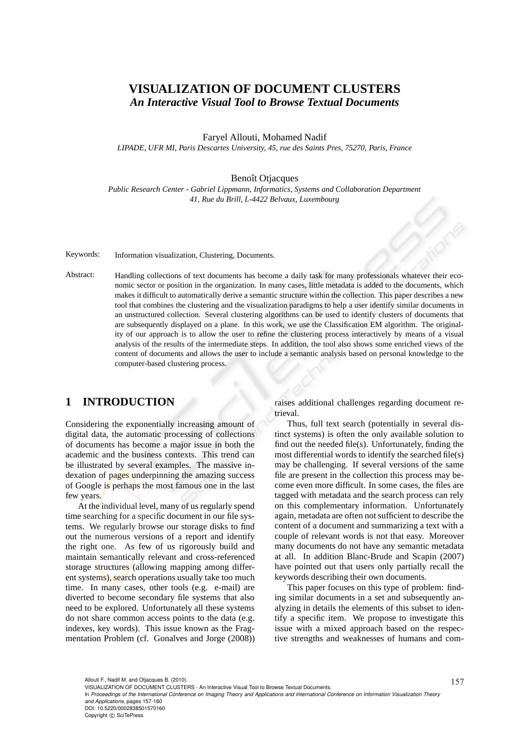# VISUALIZATION OF DOCUMENT CLUSTERS

## *An Interactive Visual Tool to Browse Textual Documents*

Faryel Allouti, Mohamed Nadif

*LIPADE, UFR MI, Paris Descartes University, 45, rue des Saints Pres, 75270, Paris, France*

Benoît Otjacques

*Public Research Center - Gabriel Lippmann, Informatics, Systems and Collaboration Department*
*41, Rue du Brill, L-4422 Belvaux, Luxembourg*

Keywords: Information visualization, Clustering, Documents.

Abstract: Handling collections of text documents has become a daily task for many professionals whatever their economic sector or position in the organization. In many cases, little metadata is added to the documents, which makes it difficult to automatically derive a semantic structure within the collection. This paper describes a new tool that combines the clustering and the visualization paradigms to help a user identify similar documents in an unstructured collection. Several clustering algorithms can be used to identify clusters of documents that are subsequently displayed on a plane. In this work, we use the Classification EM algorithm. The originality of our approach is to allow the user to refine the clustering process interactively by means of a visual analysis of the results of the intermediate steps. In addition, the tool also shows some enriched views of the content of documents and allows the user to include a semantic analysis based on personal knowledge to the computer-based clustering process.

# 1 INTRODUCTION

Considering the exponentially increasing amount of digital data, the automatic processing of collections of documents has become a major issue in both the academic and the business contexts. This trend can be illustrated by several examples. The massive indexation of pages underpinning the amazing success of Google is perhaps the most famous one in the last few years.

At the individual level, many of us regularly spend time searching for a specific document in our file systems. We regularly browse our storage disks to find out the numerous versions of a report and identify the right one. As few of us rigorously build and maintain semantically relevant and cross-referenced storage structures (allowing mapping among different systems), search operations usually take too much time. In many cases, other tools (e.g. e-mail) are diverted to become secondary file systems that also need to be explored. Unfortunately all these systems do not share common access points to the data (e.g. indexes, key words). This issue known as the Fragmentation Problem (cf. Gonalves and Jorge (2008)) raises additional challenges regarding document retrieval.

Thus, full text search (potentially in several distinct systems) is often the only available solution to find out the needed file(s). Unfortunately, finding the most differential words to identify the searched file(s) may be challenging. If several versions of the same file are present in the collection this process may become even more difficult. In some cases, the files are tagged with metadata and the search process can rely on this complementary information. Unfortunately again, metadata are often not sufficient to describe the content of a document and summarizing a text with a couple of relevant words is not that easy. Moreover many documents do not have any semantic metadata at all. In addition Blanc-Brude and Scapin (2007) have pointed out that users only partially recall the keywords describing their own documents.

This paper focuses on this type of problem: finding similar documents in a set and subsequently analyzing in details the elements of this subset to identify a specific item. We propose to investigate this issue with a mixed approach based on the respective strengths and weaknesses of humans and com-

Allouti F., Nadif M. and Otjacques B. (2010).
VISUALIZATION OF DOCUMENT CLUSTERS - An Interactive Visual Tool to Browse Textual Documents.
In *Proceedings of the International Conference on Imaging Theory and Applications and International Conference on Information Visualization Theory and Applications*, pages 157-160
DOI: 10.5220/0002838501570160
Copyright © SciTePress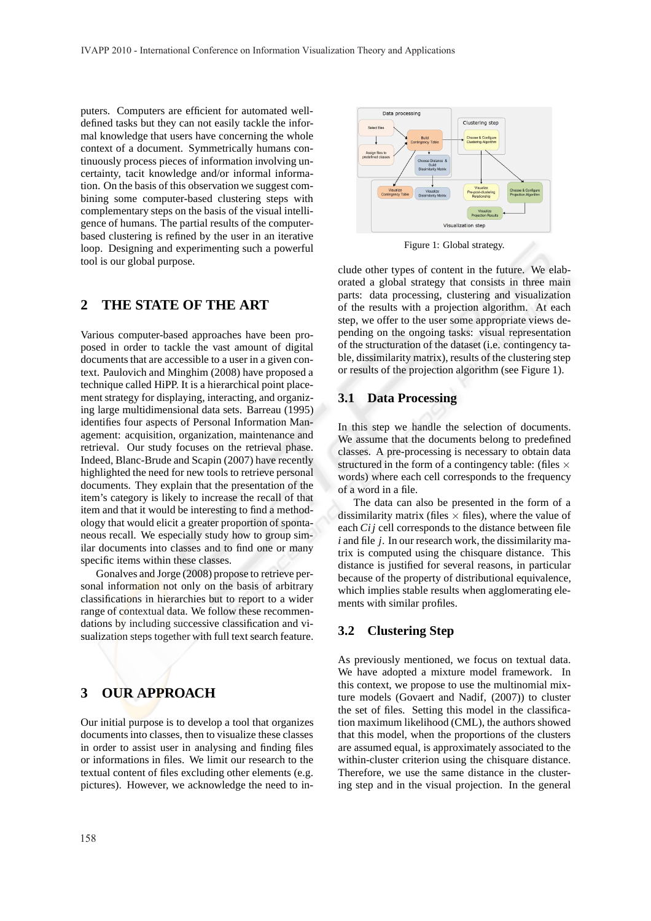puters. Computers are efficient for automated well-defined tasks but they can not easily tackle the informal knowledge that users have concerning the whole context of a document. Symmetrically humans continuously process pieces of information involving uncertainty, tacit knowledge and/or informal information. On the basis of this observation we suggest combining some computer-based clustering steps with complementary steps on the basis of the visual intelligence of humans. The partial results of the computer-based clustering is refined by the user in an iterative loop. Designing and experimenting such a powerful tool is our global purpose.

## 2 THE STATE OF THE ART

Various computer-based approaches have been proposed in order to tackle the vast amount of digital documents that are accessible to a user in a given context. Paulovich and Minghim (2008) have proposed a technique called HiPP. It is a hierarchical point placement strategy for displaying, interacting, and organizing large multidimensional data sets. Barreau (1995) identifies four aspects of Personal Information Management: acquisition, organization, maintenance and retrieval. Our study focuses on the retrieval phase. Indeed, Blanc-Brude and Scapin (2007) have recently highlighted the need for new tools to retrieve personal documents. They explain that the presentation of the item's category is likely to increase the recall of that item and that it would be interesting to find a methodology that would elicit a greater proportion of spontaneous recall. We especially study how to group similar documents into classes and to find one or many specific items within these classes.

Gonalves and Jorge (2008) propose to retrieve personal information not only on the basis of arbitrary classifications in hierarchies but to report to a wider range of contextual data. We follow these recommendations by including successive classification and visualization steps together with full text search feature.

## 3 OUR APPROACH

Our initial purpose is to develop a tool that organizes documents into classes, then to visualize these classes in order to assist user in analysing and finding files or informations in files. We limit our research to the textual content of files excluding other elements (e.g. pictures). However, we acknowledge the need to include other types of content in the future. We elaborated a global strategy that consists in three main parts: data processing, clustering and visualization of the results with a projection algorithm. At each step, we offer to the user some appropriate views depending on the ongoing tasks: visual representation of the structuration of the dataset (i.e. contingency table, dissimilarity matrix), results of the clustering step or results of the projection algorithm (see Figure 1).

Figure 1: Global strategy.

### 3.1 Data Processing

In this step we handle the selection of documents. We assume that the documents belong to predefined classes. A pre-processing is necessary to obtain data structured in the form of a contingency table: (files $\times$ words) where each cell corresponds to the frequency of a word in a file.

The data can also be presented in the form of a dissimilarity matrix (files $\times$ files), where the value of each $Cij$ cell corresponds to the distance between file $i$ and file $j$. In our research work, the dissimilarity matrix is computed using the chisquare distance. This distance is justified for several reasons, in particular because of the property of distributional equivalence, which implies stable results when agglomerating elements with similar profiles.

### 3.2 Clustering Step

As previously mentioned, we focus on textual data. We have adopted a mixture model framework. In this context, we propose to use the multinomial mixture models (Govaert and Nadif, (2007)) to cluster the set of files. Setting this model in the classification maximum likelihood (CML), the authors showed that this model, when the proportions of the clusters are assumed equal, is approximately associated to the within-cluster criterion using the chisquare distance. Therefore, we use the same distance in the clustering step and in the visual projection. In the general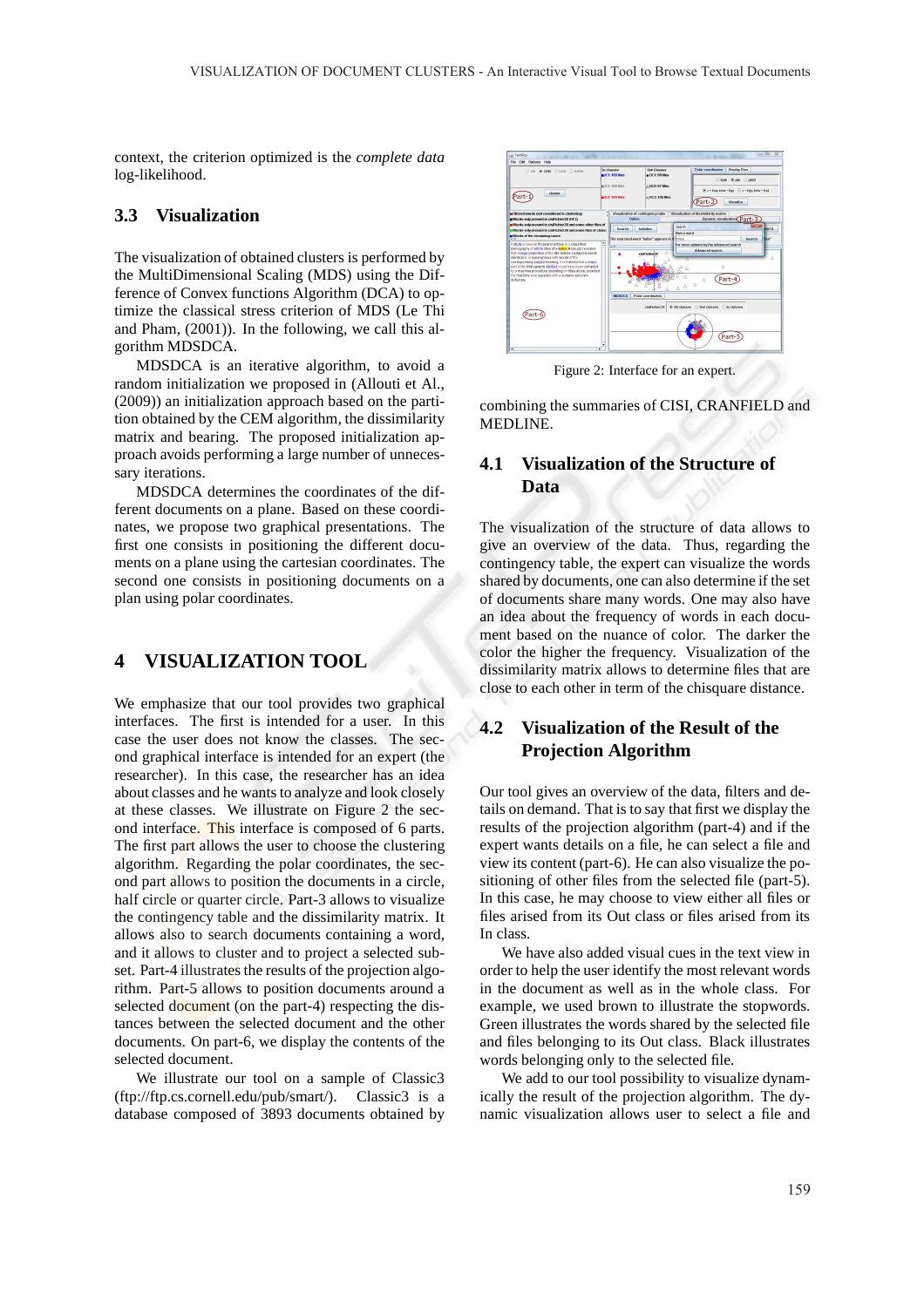context, the criterion optimized is the *complete data* log-likelihood.

### 3.3 Visualization

The visualization of obtained clusters is performed by the MultiDimensional Scaling (MDS) using the Difference of Convex functions Algorithm (DCA) to optimize the classical stress criterion of MDS (Le Thi and Pham, (2001)). In the following, we call this algorithm MDSDCA.

MDSDCA is an iterative algorithm, to avoid a random initialization we proposed in (Allouti et Al., (2009)) an initialization approach based on the partition obtained by the CEM algorithm, the dissimilarity matrix and bearing. The proposed initialization approach avoids performing a large number of unnecessary iterations.

MDSDCA determines the coordinates of the different documents on a plane. Based on these coordinates, we propose two graphical presentations. The first one consists in positioning the different documents on a plane using the cartesian coordinates. The second one consists in positioning documents on a plan using polar coordinates.

## 4 VISUALIZATION TOOL

We emphasize that our tool provides two graphical interfaces. The first is intended for a user. In this case the user does not know the classes. The second graphical interface is intended for an expert (the researcher). In this case, the researcher has an idea about classes and he wants to analyze and look closely at these classes. We illustrate on Figure 2 the second interface. This interface is composed of 6 parts. The first part allows the user to choose the clustering algorithm. Regarding the polar coordinates, the second part allows to position the documents in a circle, half circle or quarter circle. Part-3 allows to visualize the contingency table and the dissimilarity matrix. It allows also to search documents containing a word, and it allows to cluster and to project a selected subset. Part-4 illustrates the results of the projection algorithm. Part-5 allows to position documents around a selected document (on the part-4) respecting the distances between the selected document and the other documents. On part-6, we display the contents of the selected document.

We illustrate our tool on a sample of Classic3 (ftp://ftp.cs.cornell.edu/pub/smart/). Classic3 is a database composed of 3893 documents obtained by combining the summaries of CISI, CRANFIELD and MEDLINE.

Figure 2: Interface for an expert.

### 4.1 Visualization of the Structure of Data

The visualization of the structure of data allows to give an overview of the data. Thus, regarding the contingency table, the expert can visualize the words shared by documents, one can also determine if the set of documents share many words. One may also have an idea about the frequency of words in each document based on the nuance of color. The darker the color the higher the frequency. Visualization of the dissimilarity matrix allows to determine files that are close to each other in term of the chisquare distance.

### 4.2 Visualization of the Result of the Projection Algorithm

Our tool gives an overview of the data, filters and details on demand. That is to say that first we display the results of the projection algorithm (part-4) and if the expert wants details on a file, he can select a file and view its content (part-6). He can also visualize the positioning of other files from the selected file (part-5). In this case, he may choose to view either all files or files arised from its Out class or files arised from its In class.

We have also added visual cues in the text view in order to help the user identify the most relevant words in the document as well as in the whole class. For example, we used brown to illustrate the stopwords. Green illustrates the words shared by the selected file and files belonging to its Out class. Black illustrates words belonging only to the selected file.

We add to our tool possibility to visualize dynamically the result of the projection algorithm. The dynamic visualization allows user to select a file and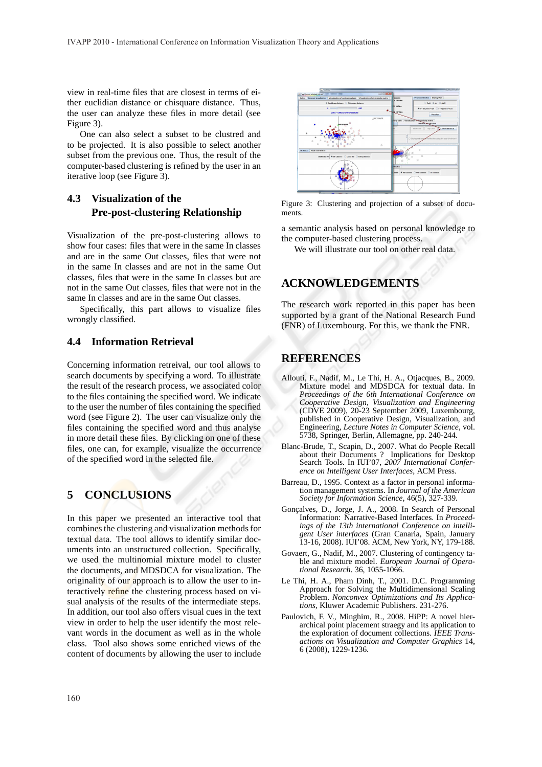view in real-time files that are closest in terms of either euclidian distance or chisquare distance. Thus, the user can analyze these files in more detail (see Figure 3).

One can also select a subset to be clustred and to be projected. It is also possible to select another subset from the previous one. Thus, the result of the computer-based clustering is refined by the user in an iterative loop (see Figure 3).

### 4.3 Visualization of the Pre-post-clustering Relationship

Visualization of the pre-post-clustering allows to show four cases: files that were in the same In classes and are in the same Out classes, files that were not in the same In classes and are not in the same Out classes, files that were in the same In classes but are not in the same Out classes, files that were not in the same In classes and are in the same Out classes.

Specifically, this part allows to visualize files wrongly classified.

### 4.4 Information Retrieval

Concerning information retreival, our tool allows to search documents by specifying a word. To illustrate the result of the research process, we associated color to the files containing the specified word. We indicate to the user the number of files containing the specified word (see Figure 2). The user can visualize only the files containing the specified word and thus analyse in more detail these files. By clicking on one of these files, one can, for example, visualize the occurrence of the specified word in the selected file.

## 5 CONCLUSIONS

In this paper we presented an interactive tool that combines the clustering and visualization methods for textual data. The tool allows to identify similar documents into an unstructured collection. Specifically, we used the multinomial mixture model to cluster the documents, and MDSDCA for visualization. The originality of our approach is to allow the user to interactively refine the clustering process based on visual analysis of the results of the intermediate steps. In addition, our tool also offers visual cues in the text view in order to help the user identify the most relevant words in the document as well as in the whole class. Tool also shows some enriched views of the content of documents by allowing the user to include a semantic analysis based on personal knowledge to the computer-based clustering process.

We will illustrate our tool on other real data.

Figure 3: Clustering and projection of a subset of documents.

## ACKNOWLEDGEMENTS

The research work reported in this paper has been supported by a grant of the National Research Fund (FNR) of Luxembourg. For this, we thank the FNR.

## REFERENCES

Allouti, F., Nadif, M., Le Thi, H. A., Otjacques, B., 2009. Mixture model and MDSDCA for textual data. In *Proceedings of the 6th International Conference on Cooperative Design, Visualization and Engineering* (CDVE 2009), 20-23 September 2009, Luxembourg, published in Cooperative Design, Visualization, and Engineering, *Lecture Notes in Computer Science*, vol. 5738, Springer, Berlin, Allemagne, pp. 240-244.

Blanc-Brude, T., Scapin, D., 2007. What do People Recall about their Documents ? Implications for Desktop Search Tools. In IUI'07, *2007 International Conference on Intelligent User Interfaces*, ACM Press.

Barreau, D., 1995. Context as a factor in personal information management systems. In *Journal of the American Society for Information Science*, 46(5), 327-339.

Gonçalves, D., Jorge, J. A., 2008. In Search of Personal Information: Narrative-Based Interfaces. In *Proceedings of the 13th international conference on intelligent User interfaces* (Gran Canaria, Spain, January 13-16, 2008). IUI'08. ACM, New York, NY, 179-188.

Govaert, G., Nadif, M., 2007. Clustering of contingency table and mixture model. *European Journal of Operational Research*. 36, 1055-1066.

Le Thi, H. A., Pham Dinh, T., 2001. D.C. Programming Approach for Solving the Multidimensional Scaling Problem. *Nonconvex Optimizations and Its Applications*, Kluwer Academic Publishers. 231-276.

Paulovich, F. V., Minghim, R., 2008. HiPP: A novel hierarchical point placement straegy and its application to the exploration of document collections. *IEEE Transactions on Visualization and Computer Graphics* 14, 6 (2008), 1229-1236.